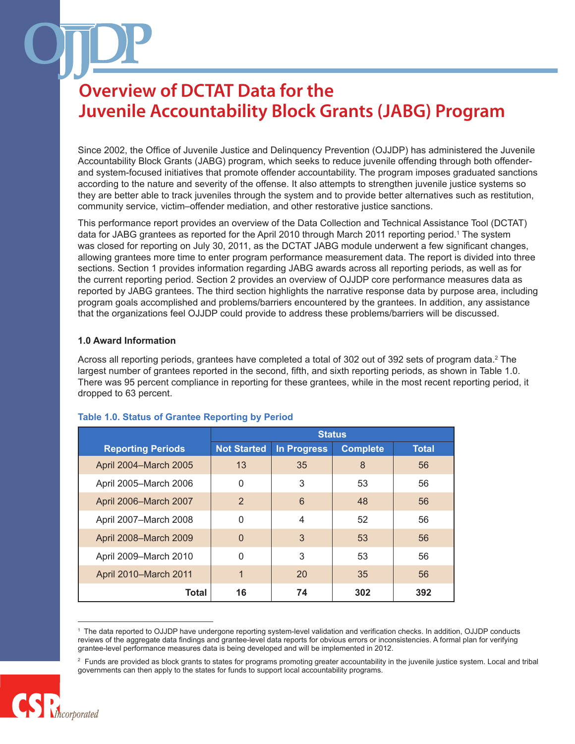# Overview of DCTAT Data for the Juvenile Accountability Block Grants (JABG) Program

Since 2002, the Office of Juvenile Justice and Delinquency Prevention (OJJDP) has administered the Juvenile Accountability Block Grants (JABG) program, which seeks to reduce juvenile offending through both offender- and system-focused initiatives that promote offender accountability. The program imposes graduated sanctions according to the nature and severity of the offense. It also attempts to strengthen juvenile justice systems so they are better able to track juveniles through the system and to provide better alternatives such as restitution, community service, victim–offender mediation, and other restorative justice sanctions.

This performance report provides an overview of the Data Collection and Technical Assistance Tool (DCTAT) data for JABG grantees as reported for the April 2010 through March 2011 reporting period.[1] The system was closed for reporting on July 30, 2011, as the DCTAT JABG module underwent a few significant changes, allowing grantees more time to enter program performance measurement data. The report is divided into three sections. Section 1 provides information regarding JABG awards across all reporting periods, as well as for the current reporting period. Section 2 provides an overview of OJJDP core performance measures data as reported by JABG grantees. The third section highlights the narrative response data by purpose area, including program goals accomplished and problems/barriers encountered by the grantees. In addition, any assistance that the organizations feel OJJDP could provide to address these problems/barriers will be discussed.

### 1.0 Award Information

Across all reporting periods, grantees have completed a total of 302 out of 392 sets of program data.[2] The largest number of grantees reported in the second, fifth, and sixth reporting periods, as shown in Table 1.0. There was 95 percent compliance in reporting for these grantees, while in the most recent reporting period, it dropped to 63 percent.

**Table 1.0. Status of Grantee Reporting by Period**

| | Status | | | |
|---|---|---|---|---|
| Reporting Periods | Not Started | In Progress | Complete | Total |
| April 2004–March 2005 | 13 | 35 | 8 | 56 |
| April 2005–March 2006 | 0 | 3 | 53 | 56 |
| April 2006–March 2007 | 2 | 6 | 48 | 56 |
| April 2007–March 2008 | 0 | 4 | 52 | 56 |
| April 2008–March 2009 | 0 | 3 | 53 | 56 |
| April 2009–March 2010 | 0 | 3 | 53 | 56 |
| April 2010–March 2011 | 1 | 20 | 35 | 56 |
| **Total** | **16** | **74** | **302** | **392** |

[1] The data reported to OJJDP have undergone reporting system-level validation and verification checks. In addition, OJJDP conducts reviews of the aggregate data findings and grantee-level data reports for obvious errors or inconsistencies. A formal plan for verifying grantee-level performance measures data is being developed and will be implemented in 2012.

[2] Funds are provided as block grants to states for programs promoting greater accountability in the juvenile justice system. Local and tribal governments can then apply to the states for funds to support local accountability programs.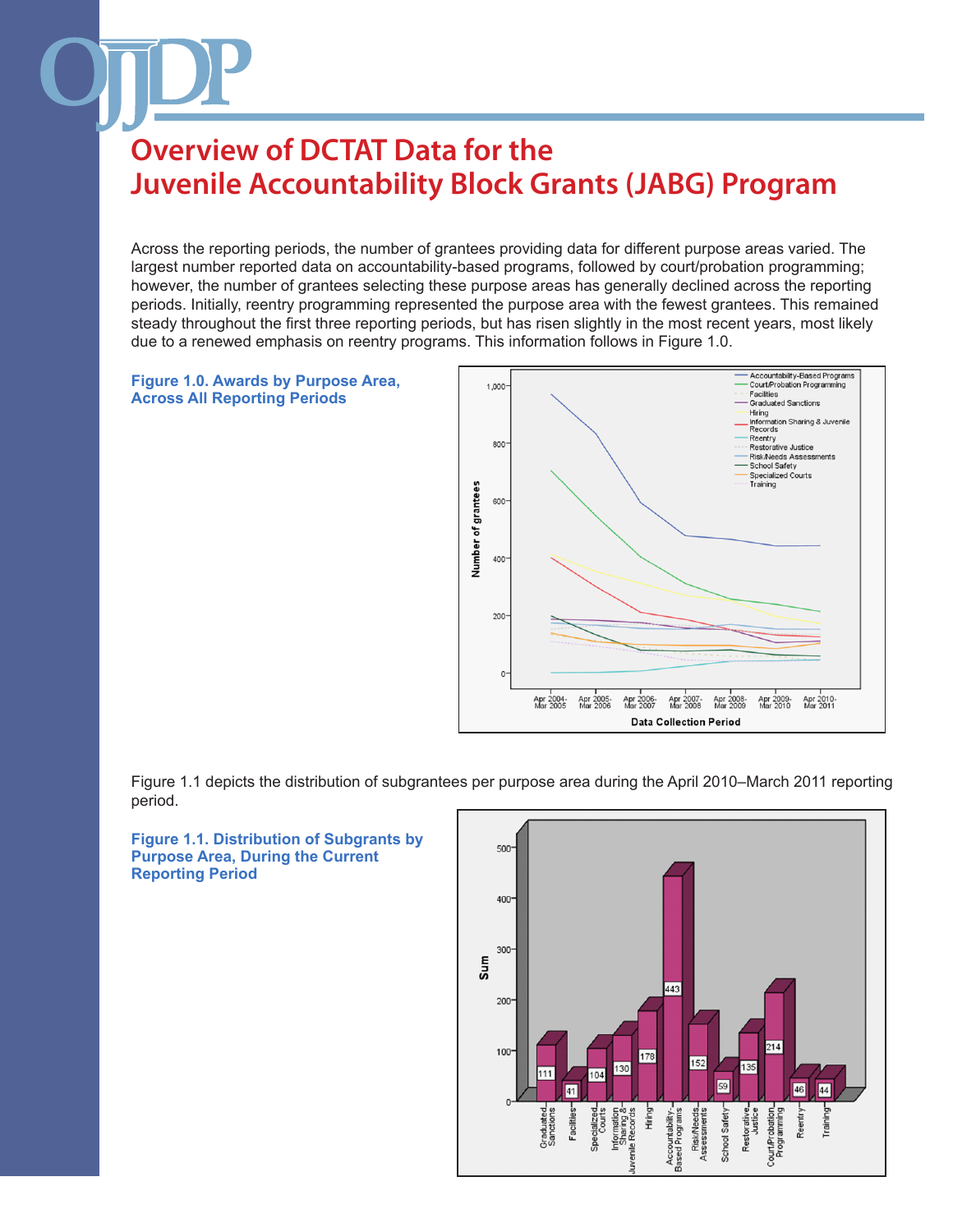# Overview of DCTAT Data for the Juvenile Accountability Block Grants (JABG) Program

Across the reporting periods, the number of grantees providing data for different purpose areas varied. The largest number reported data on accountability-based programs, followed by court/probation programming; however, the number of grantees selecting these purpose areas has generally declined across the reporting periods. Initially, reentry programming represented the purpose area with the fewest grantees. This remained steady throughout the first three reporting periods, but has risen slightly in the most recent years, most likely due to a renewed emphasis on reentry programs. This information follows in Figure 1.0.

**Figure 1.0. Awards by Purpose Area, Across All Reporting Periods**

Figure 1.1 depicts the distribution of subgrantees per purpose area during the April 2010–March 2011 reporting period.

**Figure 1.1. Distribution of Subgrants by Purpose Area, During the Current Reporting Period**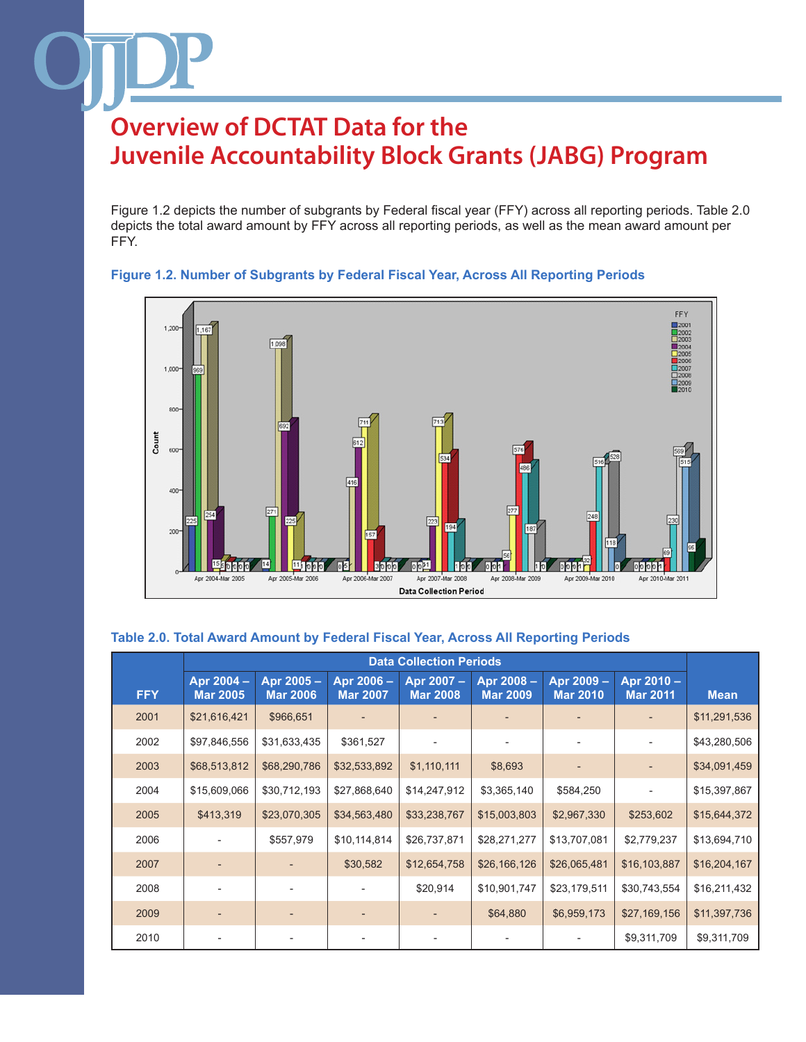# Overview of DCTAT Data for the Juvenile Accountability Block Grants (JABG) Program

Figure 1.2 depicts the number of subgrants by Federal fiscal year (FFY) across all reporting periods. Table 2.0 depicts the total award amount by FFY across all reporting periods, as well as the mean award amount per FFY.

### Figure 1.2. Number of Subgrants by Federal Fiscal Year, Across All Reporting Periods

### Table 2.0. Total Award Amount by Federal Fiscal Year, Across All Reporting Periods

| FFY | Data Collection Periods | | | | | | | Mean |
|---|---|---|---|---|---|---|---|---|
| | Apr 2004 – Mar 2005 | Apr 2005 – Mar 2006 | Apr 2006 – Mar 2007 | Apr 2007 – Mar 2008 | Apr 2008 – Mar 2009 | Apr 2009 – Mar 2010 | Apr 2010 – Mar 2011 | |
| 2001 | $21,616,421 | $966,651 | - | - | - | - | - | $11,291,536 |
| 2002 | $97,846,556 | $31,633,435 | $361,527 | - | - | - | - | $43,280,506 |
| 2003 | $68,513,812 | $68,290,786 | $32,533,892 | $1,110,111 | $8,693 | - | - | $34,091,459 |
| 2004 | $15,609,066 | $30,712,193 | $27,868,640 | $14,247,912 | $3,365,140 | $584,250 | - | $15,397,867 |
| 2005 | $413,319 | $23,070,305 | $34,563,480 | $33,238,767 | $15,003,803 | $2,967,330 | $253,602 | $15,644,372 |
| 2006 | - | $557,979 | $10,114,814 | $26,737,871 | $28,271,277 | $13,707,081 | $2,779,237 | $13,694,710 |
| 2007 | - | - | $30,582 | $12,654,758 | $26,166,126 | $26,065,481 | $16,103,887 | $16,204,167 |
| 2008 | - | - | - | $20,914 | $10,901,747 | $23,179,511 | $30,743,554 | $16,211,432 |
| 2009 | - | - | - | - | $64,880 | $6,959,173 | $27,169,156 | $11,397,736 |
| 2010 | - | - | - | - | - | - | $9,311,709 | $9,311,709 |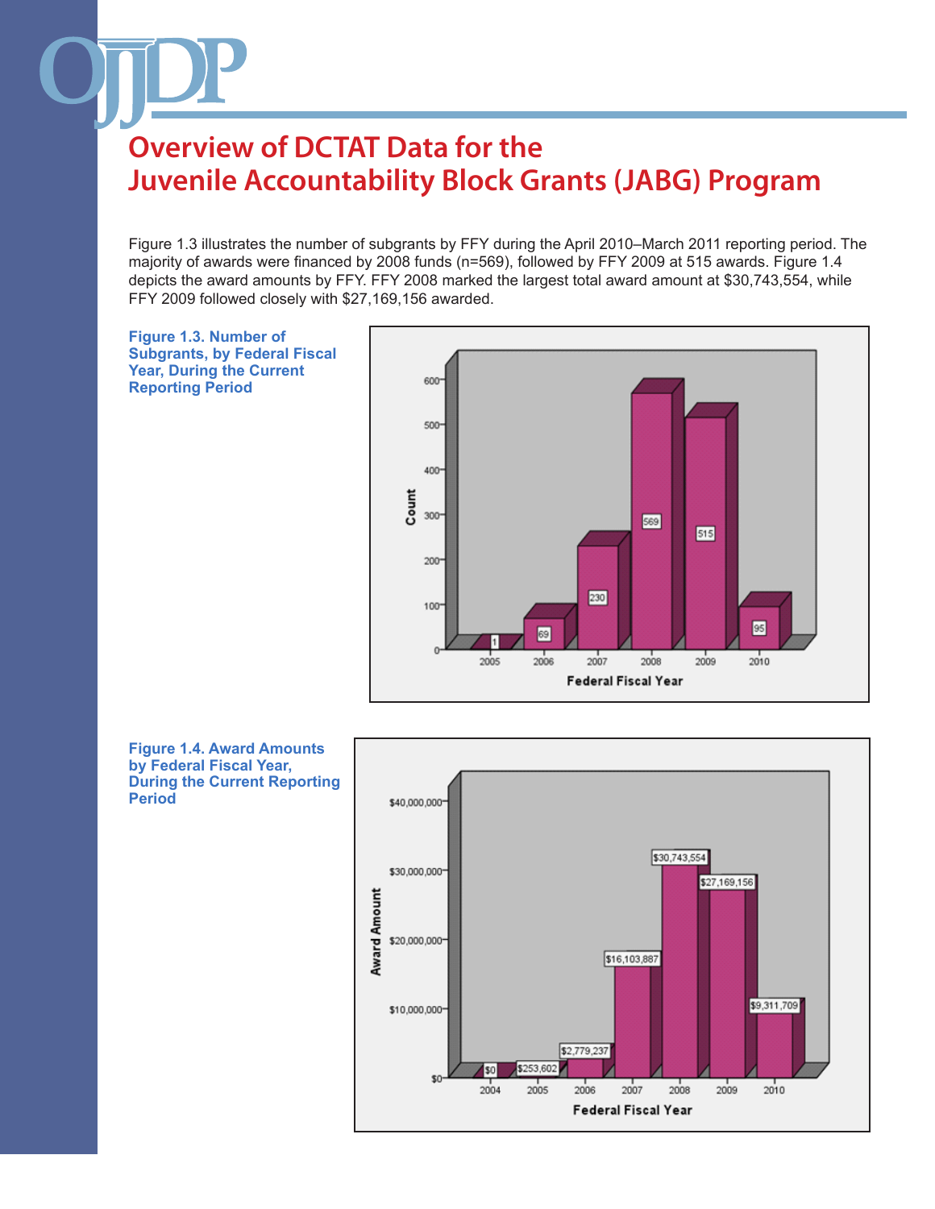# Overview of DCTAT Data for the Juvenile Accountability Block Grants (JABG) Program

Figure 1.3 illustrates the number of subgrants by FFY during the April 2010–March 2011 reporting period. The majority of awards were financed by 2008 funds (n=569), followed by FFY 2009 at 515 awards. Figure 1.4 depicts the award amounts by FFY. FFY 2008 marked the largest total award amount at $30,743,554, while FFY 2009 followed closely with $27,169,156 awarded.

**Figure 1.3. Number of Subgrants, by Federal Fiscal Year, During the Current Reporting Period**

| Federal Fiscal Year | Count |
|---|---|
| 2005 | 1 |
| 2006 | 69 |
| 2007 | 230 |
| 2008 | 569 |
| 2009 | 515 |
| 2010 | 95 |

**Figure 1.4. Award Amounts by Federal Fiscal Year, During the Current Reporting Period**

| Federal Fiscal Year | Award Amount |
|---|---|
| 2004 | $0 |
| 2005 | $253,602 |
| 2006 | $2,779,237 |
| 2007 | $16,103,887 |
| 2008 | $30,743,554 |
| 2009 | $27,169,156 |
| 2010 | $9,311,709 |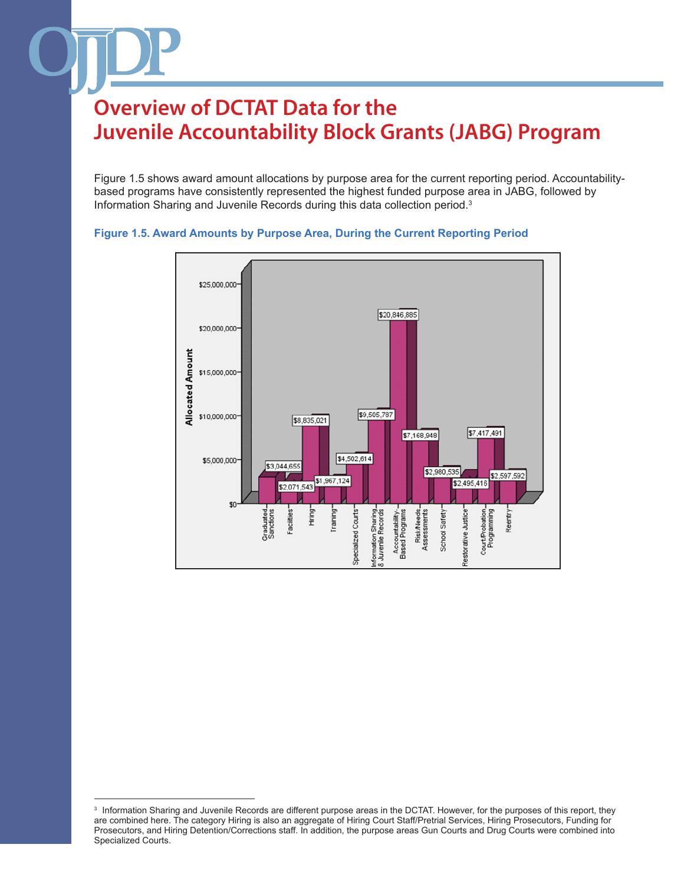# Overview of DCTAT Data for the Juvenile Accountability Block Grants (JABG) Program

Figure 1.5 shows award amount allocations by purpose area for the current reporting period. Accountability-based programs have consistently represented the highest funded purpose area in JABG, followed by Information Sharing and Juvenile Records during this data collection period.[3]

**Figure 1.5. Award Amounts by Purpose Area, During the Current Reporting Period**

| Purpose Area | Allocated Amount |
|---|---|
| Graduated Sanctions | $3,044,655 |
| Facilities | $2,071,543 |
| Hiring | $8,835,021 |
| Training | $1,967,124 |
| Specialized Courts | $4,502,614 |
| Information Sharing & Juvenile Records | $9,505,787 |
| Accountability-Based Programs | $20,846,885 |
| Risk/Needs Assessments | $7,168,948 |
| School Safety | $2,980,535 |
| Restorative Justice | $2,495,416 |
| Court/Probation Programming | $7,417,491 |
| Reentry | $2,597,592 |

---

[3] Information Sharing and Juvenile Records are different purpose areas in the DCTAT. However, for the purposes of this report, they are combined here. The category Hiring is also an aggregate of Hiring Court Staff/Pretrial Services, Hiring Prosecutors, Funding for Prosecutors, and Hiring Detention/Corrections staff. In addition, the purpose areas Gun Courts and Drug Courts were combined into Specialized Courts.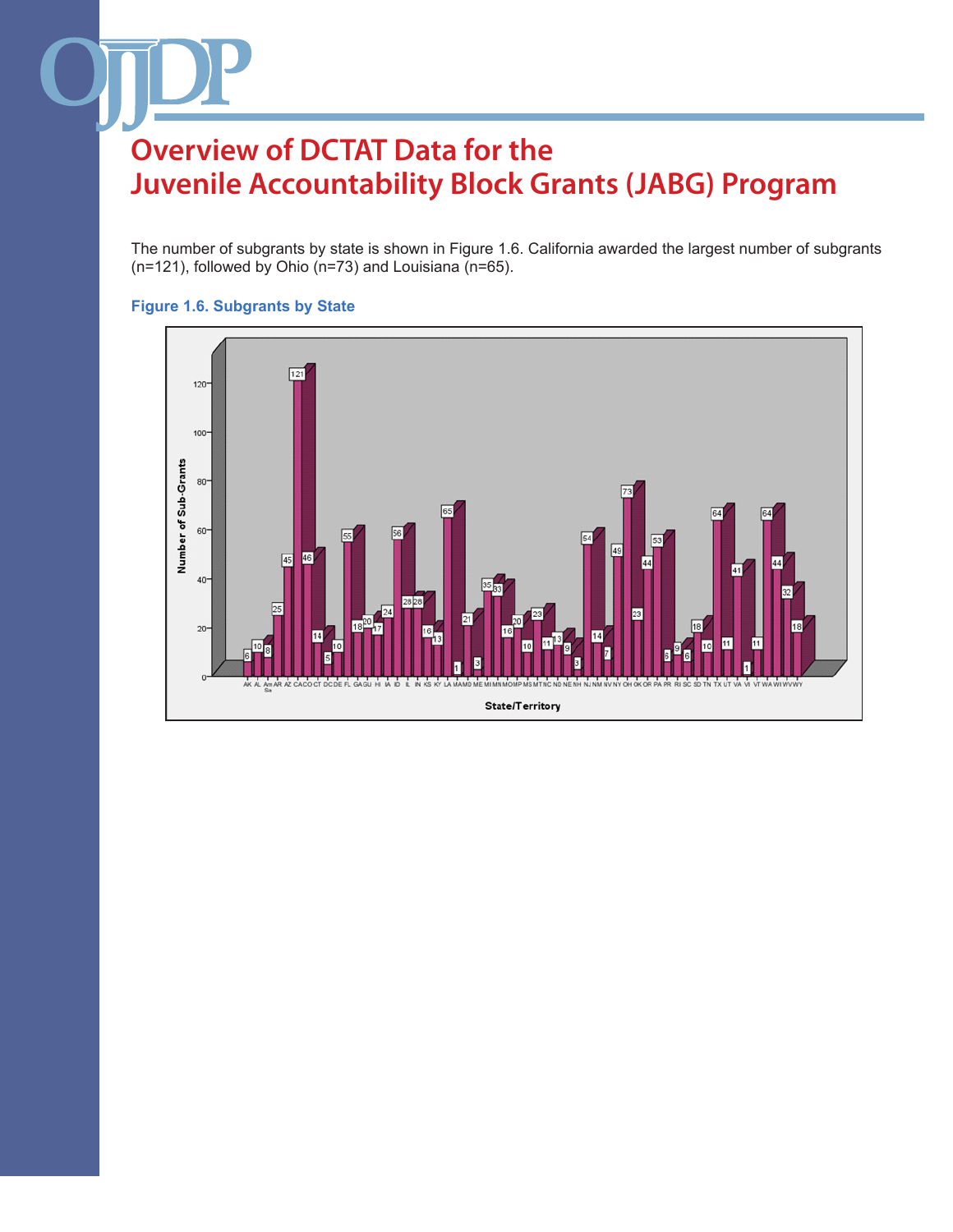# Overview of DCTAT Data for the Juvenile Accountability Block Grants (JABG) Program

The number of subgrants by state is shown in Figure 1.6. California awarded the largest number of subgrants (n=121), followed by Ohio (n=73) and Louisiana (n=65).

**Figure 1.6. Subgrants by State**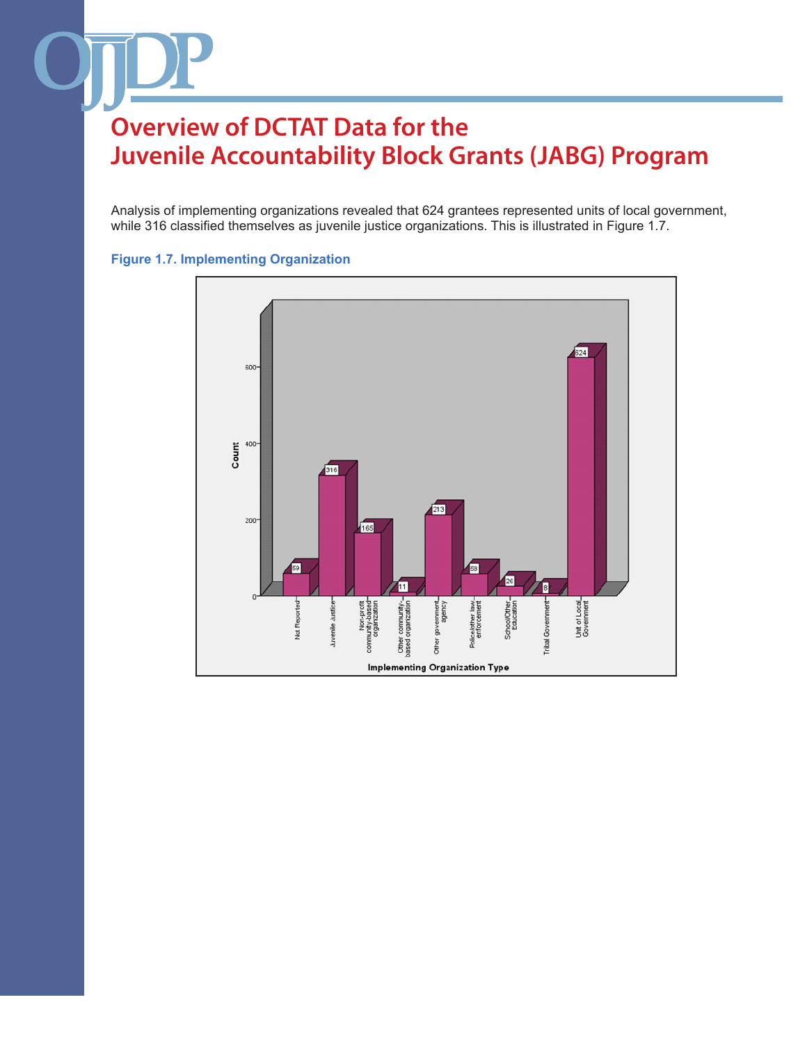# Overview of DCTAT Data for the Juvenile Accountability Block Grants (JABG) Program

Analysis of implementing organizations revealed that 624 grantees represented units of local government, while 316 classified themselves as juvenile justice organizations. This is illustrated in Figure 1.7.

**Figure 1.7. Implementing Organization**

| Implementing Organization Type | Count |
|---|---|
| Not Reported | 59 |
| Juvenile Justice | 316 |
| Non-profit community-based organization | 165 |
| Other community-based organization | 11 |
| Other government agency | 213 |
| Police/other law enforcement | 58 |
| School/Other Education | 26 |
| Tribal Government | 8 |
| Unit of Local Government | 624 |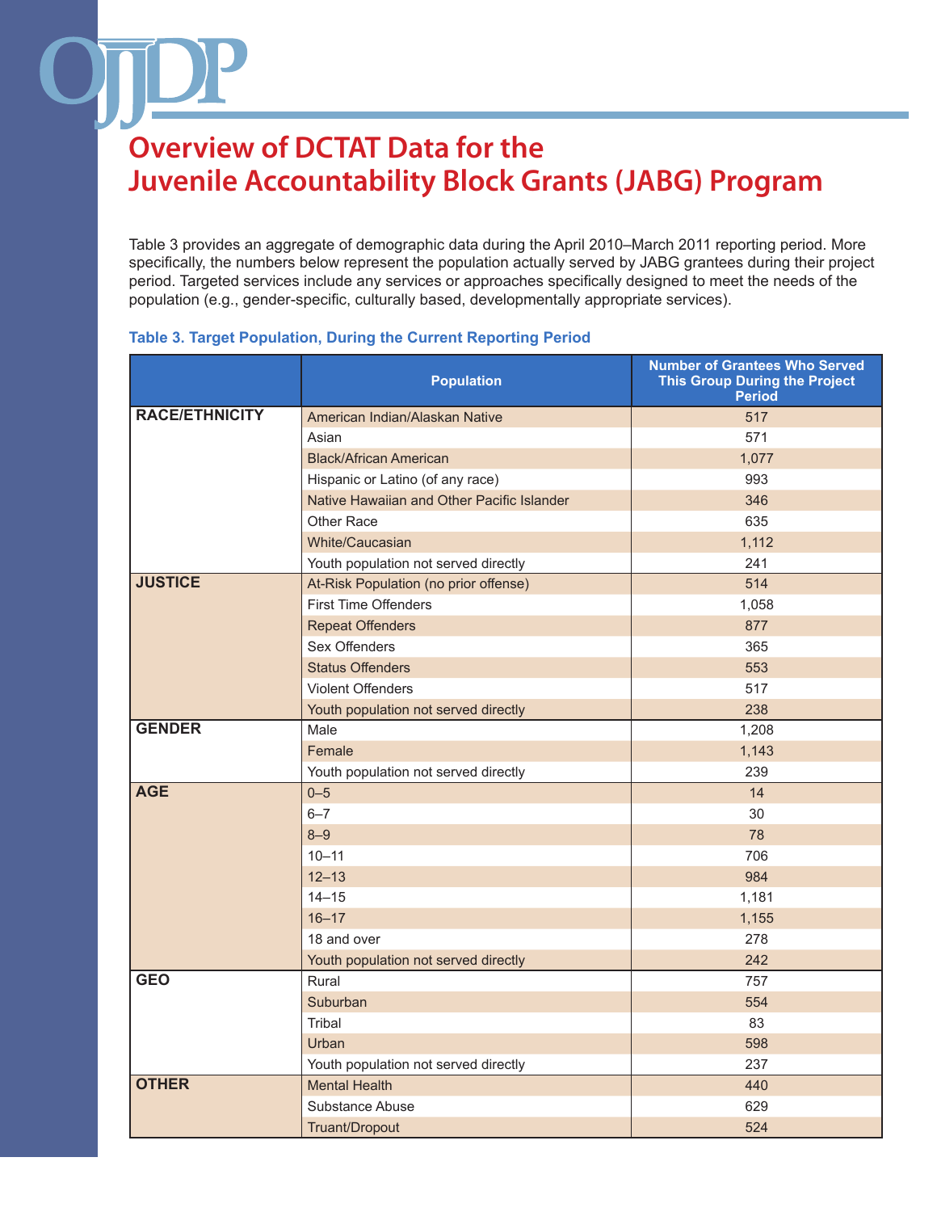# Overview of DCTAT Data for the Juvenile Accountability Block Grants (JABG) Program

Table 3 provides an aggregate of demographic data during the April 2010–March 2011 reporting period. More specifically, the numbers below represent the population actually served by JABG grantees during their project period. Targeted services include any services or approaches specifically designed to meet the needs of the population (e.g., gender-specific, culturally based, developmentally appropriate services).

**Table 3. Target Population, During the Current Reporting Period**

| | Population | Number of Grantees Who Served This Group During the Project Period |
|---|---|---|
| **RACE/ETHNICITY** | American Indian/Alaskan Native | 517 |
| | Asian | 571 |
| | Black/African American | 1,077 |
| | Hispanic or Latino (of any race) | 993 |
| | Native Hawaiian and Other Pacific Islander | 346 |
| | Other Race | 635 |
| | White/Caucasian | 1,112 |
| | Youth population not served directly | 241 |
| **JUSTICE** | At-Risk Population (no prior offense) | 514 |
| | First Time Offenders | 1,058 |
| | Repeat Offenders | 877 |
| | Sex Offenders | 365 |
| | Status Offenders | 553 |
| | Violent Offenders | 517 |
| | Youth population not served directly | 238 |
| **GENDER** | Male | 1,208 |
| | Female | 1,143 |
| | Youth population not served directly | 239 |
| **AGE** | 0–5 | 14 |
| | 6–7 | 30 |
| | 8–9 | 78 |
| | 10–11 | 706 |
| | 12–13 | 984 |
| | 14–15 | 1,181 |
| | 16–17 | 1,155 |
| | 18 and over | 278 |
| | Youth population not served directly | 242 |
| **GEO** | Rural | 757 |
| | Suburban | 554 |
| | Tribal | 83 |
| | Urban | 598 |
| | Youth population not served directly | 237 |
| **OTHER** | Mental Health | 440 |
| | Substance Abuse | 629 |
| | Truant/Dropout | 524 |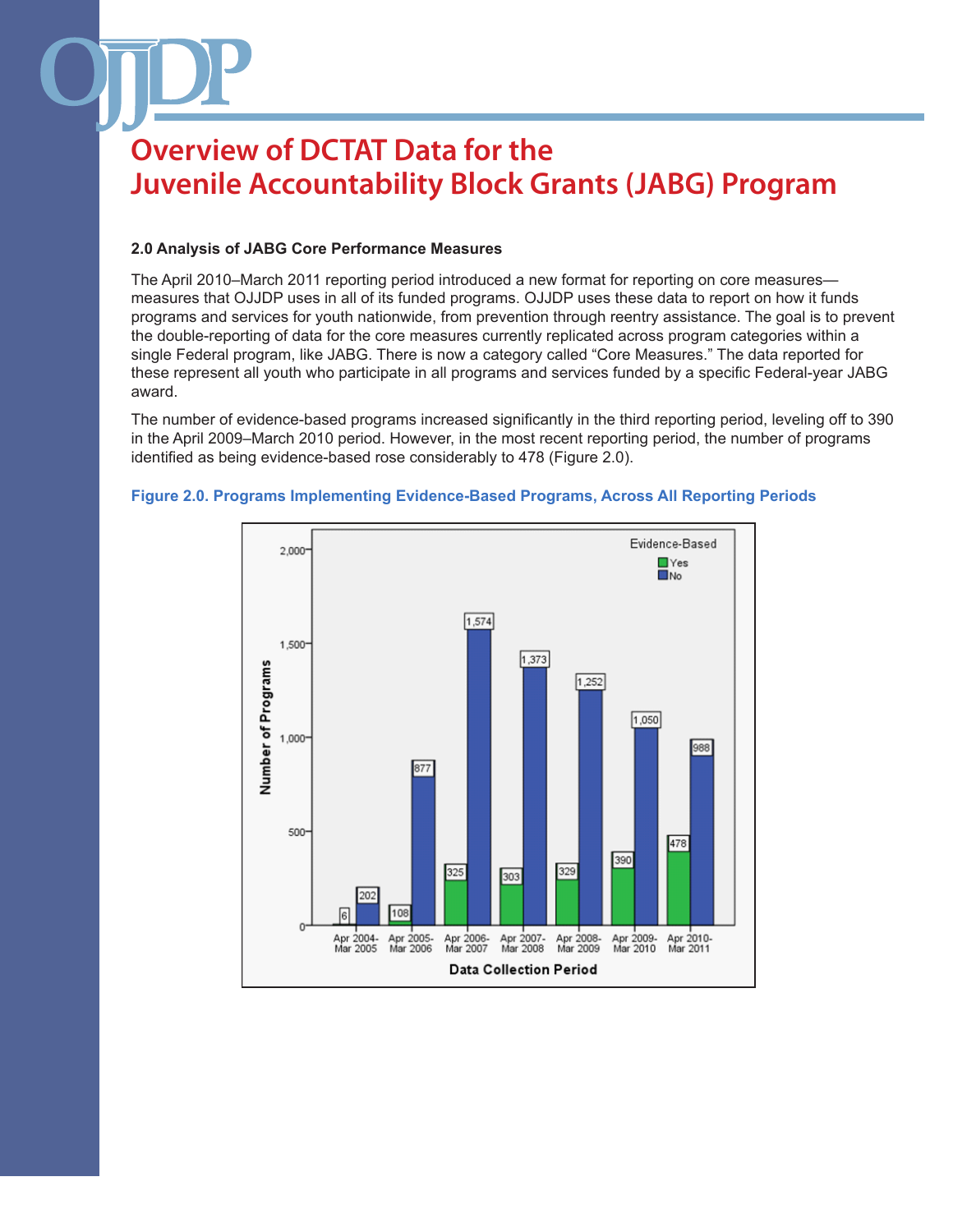# Overview of DCTAT Data for the Juvenile Accountability Block Grants (JABG) Program

### 2.0 Analysis of JABG Core Performance Measures

The April 2010–March 2011 reporting period introduced a new format for reporting on core measures—measures that OJJDP uses in all of its funded programs. OJJDP uses these data to report on how it funds programs and services for youth nationwide, from prevention through reentry assistance. The goal is to prevent the double-reporting of data for the core measures currently replicated across program categories within a single Federal program, like JABG. There is now a category called "Core Measures." The data reported for these represent all youth who participate in all programs and services funded by a specific Federal-year JABG award.

The number of evidence-based programs increased significantly in the third reporting period, leveling off to 390 in the April 2009–March 2010 period. However, in the most recent reporting period, the number of programs identified as being evidence-based rose considerably to 478 (Figure 2.0).

**Figure 2.0. Programs Implementing Evidence-Based Programs, Across All Reporting Periods**

| Data Collection Period | Evidence-Based: Yes | Evidence-Based: No |
|---|---|---|
| Apr 2004–Mar 2005 | 6 | 202 |
| Apr 2005–Mar 2006 | 108 | 877 |
| Apr 2006–Mar 2007 | 325 | 1,574 |
| Apr 2007–Mar 2008 | 303 | 1,373 |
| Apr 2008–Mar 2009 | 329 | 1,252 |
| Apr 2009–Mar 2010 | 390 | 1,050 |
| Apr 2010–Mar 2011 | 478 | 988 |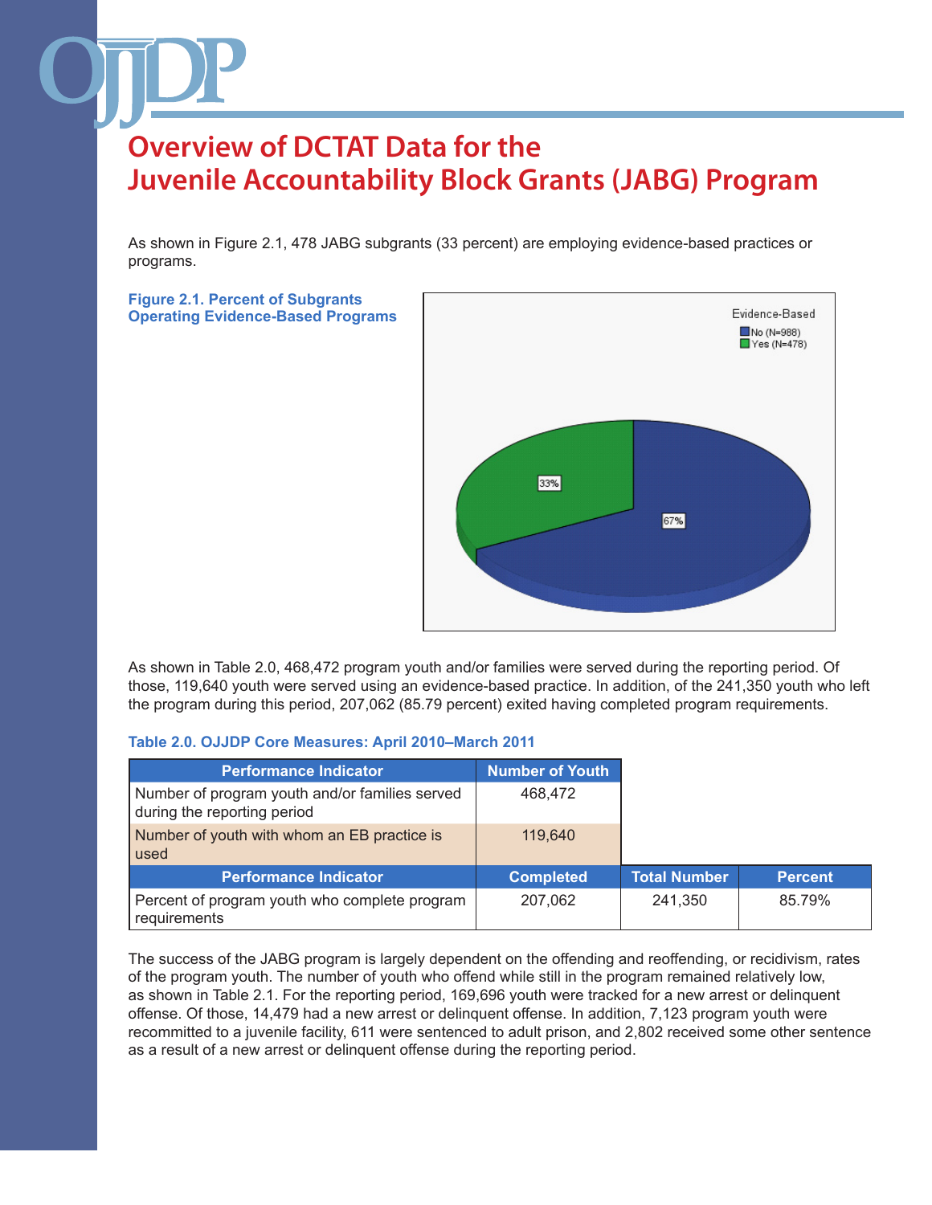# Overview of DCTAT Data for the Juvenile Accountability Block Grants (JABG) Program

As shown in Figure 2.1, 478 JABG subgrants (33 percent) are employing evidence-based practices or programs.

**Figure 2.1. Percent of Subgrants Operating Evidence-Based Programs**

Evidence-Based
No (N=988)
Yes (N=478)

33%
67%

As shown in Table 2.0, 468,472 program youth and/or families were served during the reporting period. Of those, 119,640 youth were served using an evidence-based practice. In addition, of the 241,350 youth who left the program during this period, 207,062 (85.79 percent) exited having completed program requirements.

**Table 2.0. OJJDP Core Measures: April 2010–March 2011**

| Performance Indicator | Number of Youth | | |
|---|---|---|---|
| Number of program youth and/or families served during the reporting period | 468,472 | | |
| Number of youth with whom an EB practice is used | 119,640 | | |
| **Performance Indicator** | **Completed** | **Total Number** | **Percent** |
| Percent of program youth who complete program requirements | 207,062 | 241,350 | 85.79% |

The success of the JABG program is largely dependent on the offending and reoffending, or recidivism, rates of the program youth. The number of youth who offend while still in the program remained relatively low, as shown in Table 2.1. For the reporting period, 169,696 youth were tracked for a new arrest or delinquent offense. Of those, 14,479 had a new arrest or delinquent offense. In addition, 7,123 program youth were recommitted to a juvenile facility, 611 were sentenced to adult prison, and 2,802 received some other sentence as a result of a new arrest or delinquent offense during the reporting period.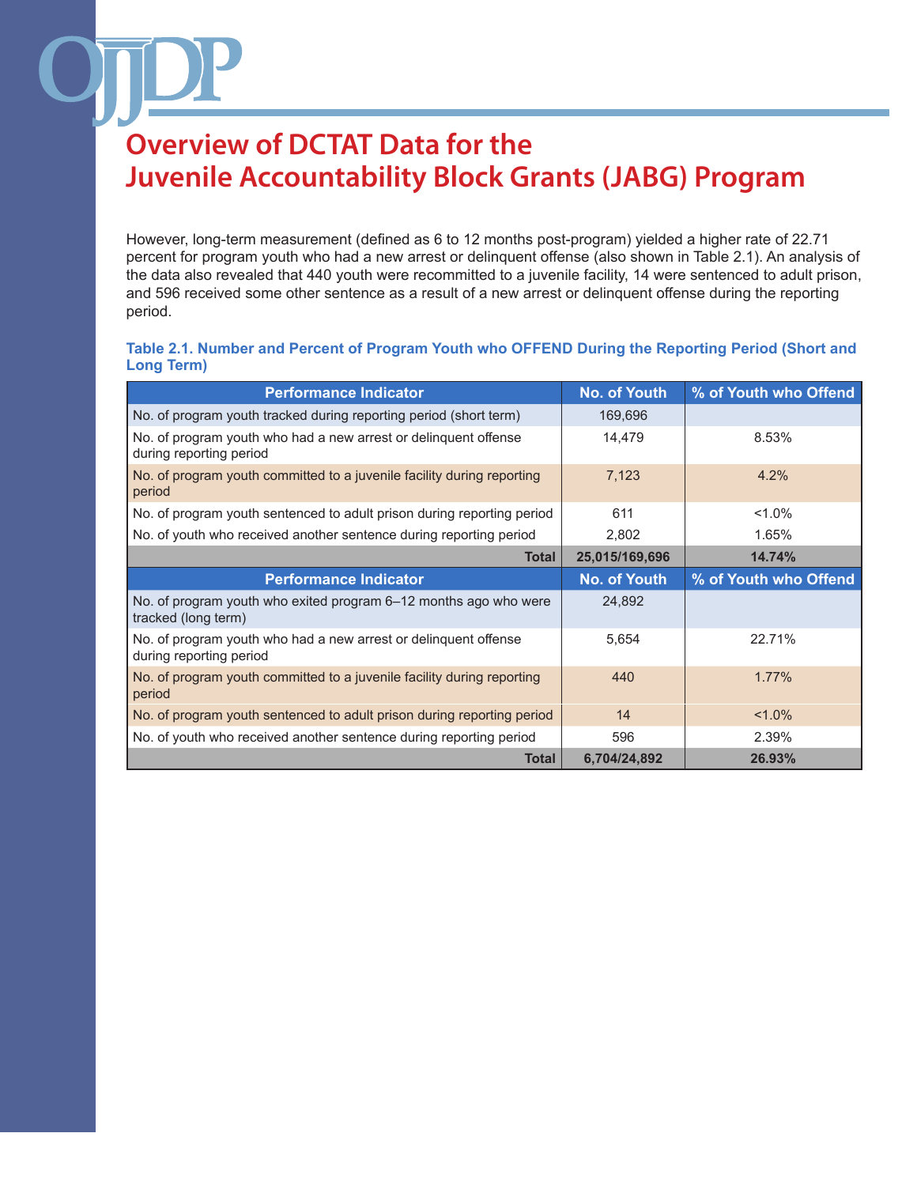# Overview of DCTAT Data for the Juvenile Accountability Block Grants (JABG) Program

However, long-term measurement (defined as 6 to 12 months post-program) yielded a higher rate of 22.71 percent for program youth who had a new arrest or delinquent offense (also shown in Table 2.1). An analysis of the data also revealed that 440 youth were recommitted to a juvenile facility, 14 were sentenced to adult prison, and 596 received some other sentence as a result of a new arrest or delinquent offense during the reporting period.

**Table 2.1. Number and Percent of Program Youth who OFFEND During the Reporting Period (Short and Long Term)**

| Performance Indicator | No. of Youth | % of Youth who Offend |
|---|---|---|
| No. of program youth tracked during reporting period (short term) | 169,696 | |
| No. of program youth who had a new arrest or delinquent offense during reporting period | 14,479 | 8.53% |
| No. of program youth committed to a juvenile facility during reporting period | 7,123 | 4.2% |
| No. of program youth sentenced to adult prison during reporting period | 611 | <1.0% |
| No. of youth who received another sentence during reporting period | 2,802 | 1.65% |
| **Total** | **25,015/169,696** | **14.74%** |
| **Performance Indicator** | **No. of Youth** | **% of Youth who Offend** |
| No. of program youth who exited program 6–12 months ago who were tracked (long term) | 24,892 | |
| No. of program youth who had a new arrest or delinquent offense during reporting period | 5,654 | 22.71% |
| No. of program youth committed to a juvenile facility during reporting period | 440 | 1.77% |
| No. of program youth sentenced to adult prison during reporting period | 14 | <1.0% |
| No. of youth who received another sentence during reporting period | 596 | 2.39% |
| **Total** | **6,704/24,892** | **26.93%** |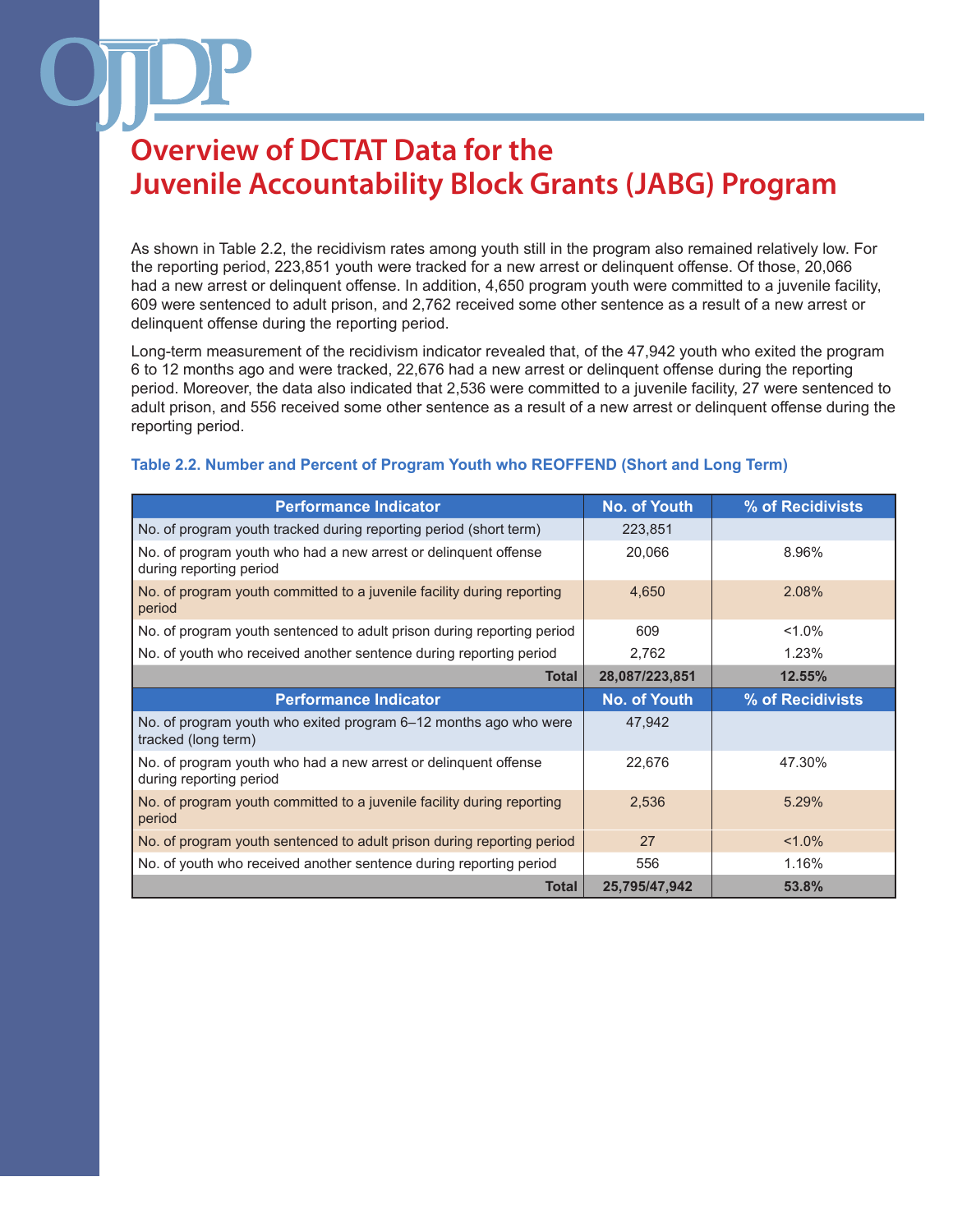# Overview of DCTAT Data for the Juvenile Accountability Block Grants (JABG) Program

As shown in Table 2.2, the recidivism rates among youth still in the program also remained relatively low. For the reporting period, 223,851 youth were tracked for a new arrest or delinquent offense. Of those, 20,066 had a new arrest or delinquent offense. In addition, 4,650 program youth were committed to a juvenile facility, 609 were sentenced to adult prison, and 2,762 received some other sentence as a result of a new arrest or delinquent offense during the reporting period.

Long-term measurement of the recidivism indicator revealed that, of the 47,942 youth who exited the program 6 to 12 months ago and were tracked, 22,676 had a new arrest or delinquent offense during the reporting period. Moreover, the data also indicated that 2,536 were committed to a juvenile facility, 27 were sentenced to adult prison, and 556 received some other sentence as a result of a new arrest or delinquent offense during the reporting period.

**Table 2.2. Number and Percent of Program Youth who REOFFEND (Short and Long Term)**

| Performance Indicator | No. of Youth | % of Recidivists |
|---|---|---|
| No. of program youth tracked during reporting period (short term) | 223,851 | |
| No. of program youth who had a new arrest or delinquent offense during reporting period | 20,066 | 8.96% |
| No. of program youth committed to a juvenile facility during reporting period | 4,650 | 2.08% |
| No. of program youth sentenced to adult prison during reporting period | 609 | <1.0% |
| No. of youth who received another sentence during reporting period | 2,762 | 1.23% |
| **Total** | **28,087/223,851** | **12.55%** |
| **Performance Indicator** | **No. of Youth** | **% of Recidivists** |
| No. of program youth who exited program 6–12 months ago who were tracked (long term) | 47,942 | |
| No. of program youth who had a new arrest or delinquent offense during reporting period | 22,676 | 47.30% |
| No. of program youth committed to a juvenile facility during reporting period | 2,536 | 5.29% |
| No. of program youth sentenced to adult prison during reporting period | 27 | <1.0% |
| No. of youth who received another sentence during reporting period | 556 | 1.16% |
| **Total** | **25,795/47,942** | **53.8%** |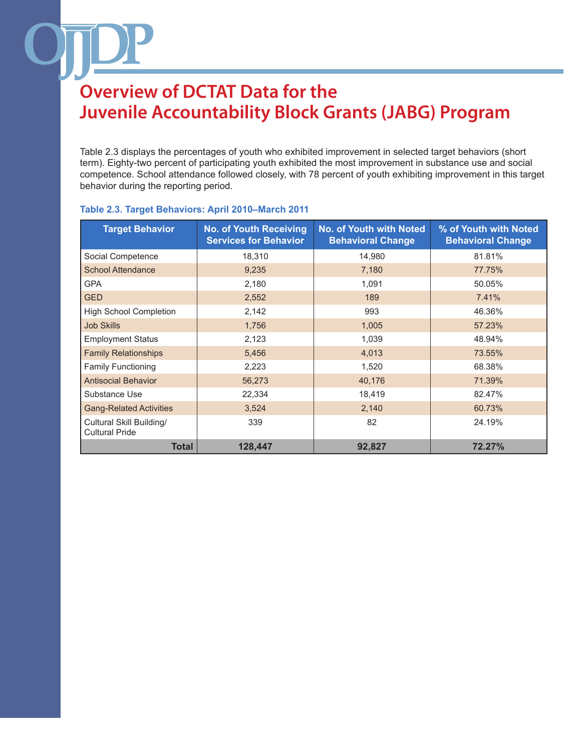# Overview of DCTAT Data for the Juvenile Accountability Block Grants (JABG) Program

Table 2.3 displays the percentages of youth who exhibited improvement in selected target behaviors (short term). Eighty-two percent of participating youth exhibited the most improvement in substance use and social competence. School attendance followed closely, with 78 percent of youth exhibiting improvement in this target behavior during the reporting period.

**Table 2.3. Target Behaviors: April 2010–March 2011**

| Target Behavior | No. of Youth Receiving Services for Behavior | No. of Youth with Noted Behavioral Change | % of Youth with Noted Behavioral Change |
|---|---|---|---|
| Social Competence | 18,310 | 14,980 | 81.81% |
| School Attendance | 9,235 | 7,180 | 77.75% |
| GPA | 2,180 | 1,091 | 50.05% |
| GED | 2,552 | 189 | 7.41% |
| High School Completion | 2,142 | 993 | 46.36% |
| Job Skills | 1,756 | 1,005 | 57.23% |
| Employment Status | 2,123 | 1,039 | 48.94% |
| Family Relationships | 5,456 | 4,013 | 73.55% |
| Family Functioning | 2,223 | 1,520 | 68.38% |
| Antisocial Behavior | 56,273 | 40,176 | 71.39% |
| Substance Use | 22,334 | 18,419 | 82.47% |
| Gang-Related Activities | 3,524 | 2,140 | 60.73% |
| Cultural Skill Building/ Cultural Pride | 339 | 82 | 24.19% |
| **Total** | **128,447** | **92,827** | **72.27%** |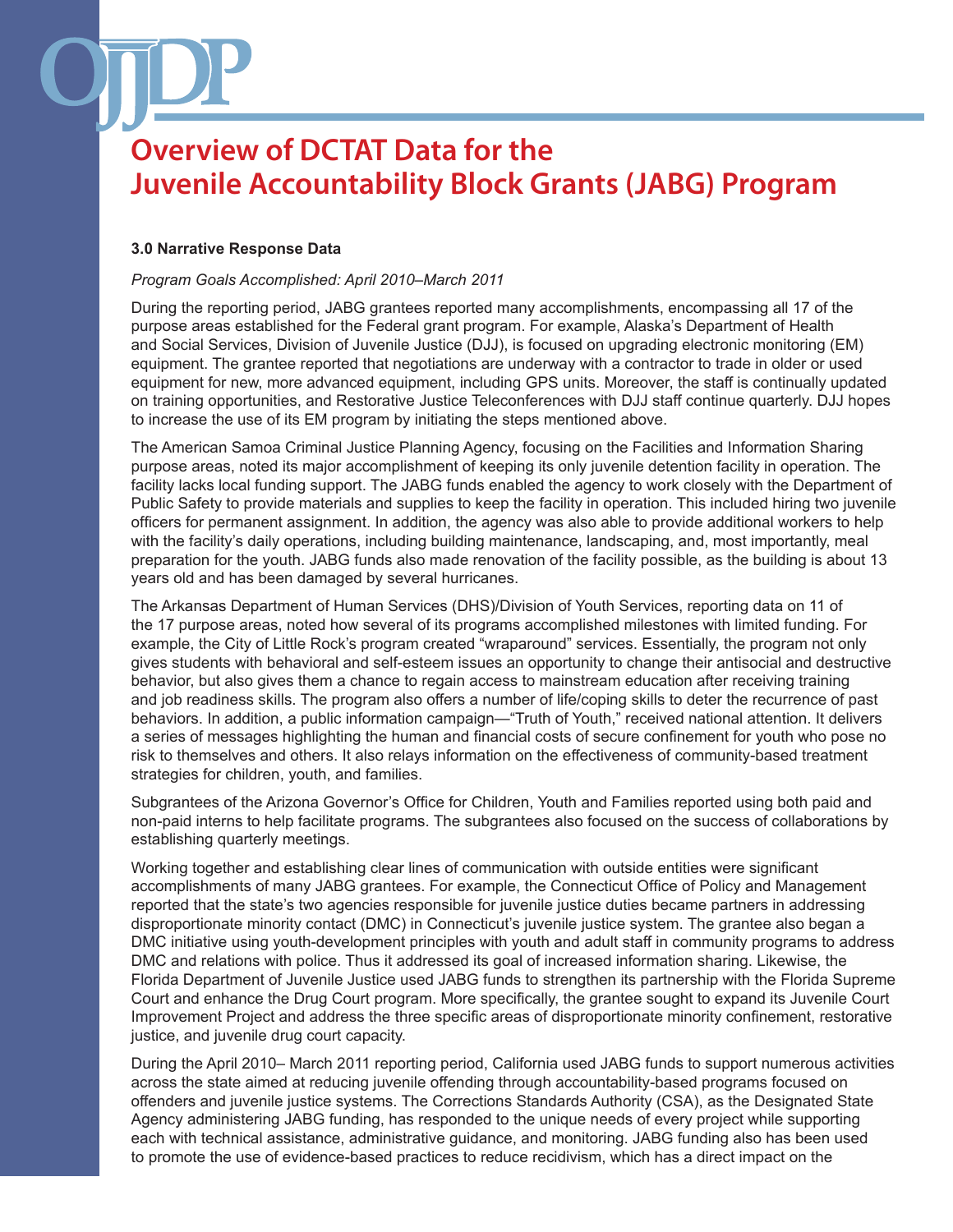# Overview of DCTAT Data for the Juvenile Accountability Block Grants (JABG) Program

### 3.0 Narrative Response Data

*Program Goals Accomplished: April 2010–March 2011*

During the reporting period, JABG grantees reported many accomplishments, encompassing all 17 of the purpose areas established for the Federal grant program. For example, Alaska's Department of Health and Social Services, Division of Juvenile Justice (DJJ), is focused on upgrading electronic monitoring (EM) equipment. The grantee reported that negotiations are underway with a contractor to trade in older or used equipment for new, more advanced equipment, including GPS units. Moreover, the staff is continually updated on training opportunities, and Restorative Justice Teleconferences with DJJ staff continue quarterly. DJJ hopes to increase the use of its EM program by initiating the steps mentioned above.

The American Samoa Criminal Justice Planning Agency, focusing on the Facilities and Information Sharing purpose areas, noted its major accomplishment of keeping its only juvenile detention facility in operation. The facility lacks local funding support. The JABG funds enabled the agency to work closely with the Department of Public Safety to provide materials and supplies to keep the facility in operation. This included hiring two juvenile officers for permanent assignment. In addition, the agency was also able to provide additional workers to help with the facility's daily operations, including building maintenance, landscaping, and, most importantly, meal preparation for the youth. JABG funds also made renovation of the facility possible, as the building is about 13 years old and has been damaged by several hurricanes.

The Arkansas Department of Human Services (DHS)/Division of Youth Services, reporting data on 11 of the 17 purpose areas, noted how several of its programs accomplished milestones with limited funding. For example, the City of Little Rock's program created "wraparound" services. Essentially, the program not only gives students with behavioral and self-esteem issues an opportunity to change their antisocial and destructive behavior, but also gives them a chance to regain access to mainstream education after receiving training and job readiness skills. The program also offers a number of life/coping skills to deter the recurrence of past behaviors. In addition, a public information campaign—"Truth of Youth," received national attention. It delivers a series of messages highlighting the human and financial costs of secure confinement for youth who pose no risk to themselves and others. It also relays information on the effectiveness of community-based treatment strategies for children, youth, and families.

Subgrantees of the Arizona Governor's Office for Children, Youth and Families reported using both paid and non-paid interns to help facilitate programs. The subgrantees also focused on the success of collaborations by establishing quarterly meetings.

Working together and establishing clear lines of communication with outside entities were significant accomplishments of many JABG grantees. For example, the Connecticut Office of Policy and Management reported that the state's two agencies responsible for juvenile justice duties became partners in addressing disproportionate minority contact (DMC) in Connecticut's juvenile justice system. The grantee also began a DMC initiative using youth-development principles with youth and adult staff in community programs to address DMC and relations with police. Thus it addressed its goal of increased information sharing. Likewise, the Florida Department of Juvenile Justice used JABG funds to strengthen its partnership with the Florida Supreme Court and enhance the Drug Court program. More specifically, the grantee sought to expand its Juvenile Court Improvement Project and address the three specific areas of disproportionate minority confinement, restorative justice, and juvenile drug court capacity.

During the April 2010– March 2011 reporting period, California used JABG funds to support numerous activities across the state aimed at reducing juvenile offending through accountability-based programs focused on offenders and juvenile justice systems. The Corrections Standards Authority (CSA), as the Designated State Agency administering JABG funding, has responded to the unique needs of every project while supporting each with technical assistance, administrative guidance, and monitoring. JABG funding also has been used to promote the use of evidence-based practices to reduce recidivism, which has a direct impact on the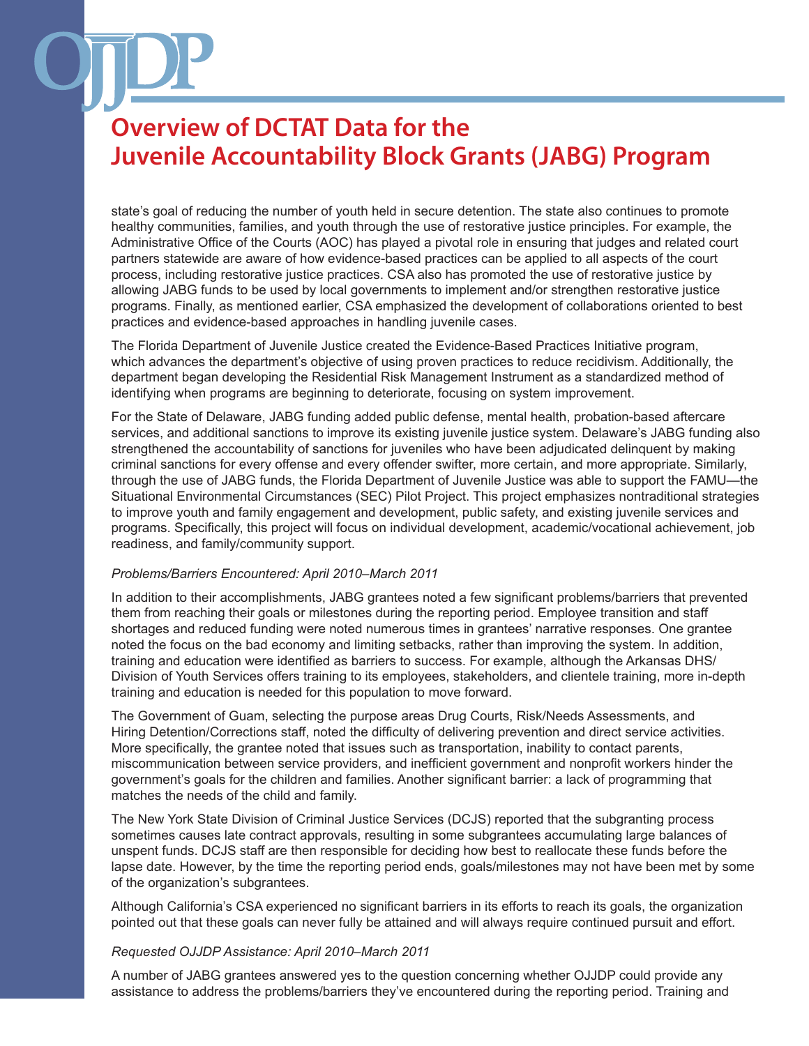state's goal of reducing the number of youth held in secure detention. The state also continues to promote healthy communities, families, and youth through the use of restorative justice principles. For example, the Administrative Office of the Courts (AOC) has played a pivotal role in ensuring that judges and related court partners statewide are aware of how evidence-based practices can be applied to all aspects of the court process, including restorative justice practices. CSA also has promoted the use of restorative justice by allowing JABG funds to be used by local governments to implement and/or strengthen restorative justice programs. Finally, as mentioned earlier, CSA emphasized the development of collaborations oriented to best practices and evidence-based approaches in handling juvenile cases.

The Florida Department of Juvenile Justice created the Evidence-Based Practices Initiative program, which advances the department's objective of using proven practices to reduce recidivism. Additionally, the department began developing the Residential Risk Management Instrument as a standardized method of identifying when programs are beginning to deteriorate, focusing on system improvement.

For the State of Delaware, JABG funding added public defense, mental health, probation-based aftercare services, and additional sanctions to improve its existing juvenile justice system. Delaware's JABG funding also strengthened the accountability of sanctions for juveniles who have been adjudicated delinquent by making criminal sanctions for every offense and every offender swifter, more certain, and more appropriate. Similarly, through the use of JABG funds, the Florida Department of Juvenile Justice was able to support the FAMU—the Situational Environmental Circumstances (SEC) Pilot Project. This project emphasizes nontraditional strategies to improve youth and family engagement and development, public safety, and existing juvenile services and programs. Specifically, this project will focus on individual development, academic/vocational achievement, job readiness, and family/community support.

*Problems/Barriers Encountered: April 2010–March 2011*

In addition to their accomplishments, JABG grantees noted a few significant problems/barriers that prevented them from reaching their goals or milestones during the reporting period. Employee transition and staff shortages and reduced funding were noted numerous times in grantees' narrative responses. One grantee noted the focus on the bad economy and limiting setbacks, rather than improving the system. In addition, training and education were identified as barriers to success. For example, although the Arkansas DHS/Division of Youth Services offers training to its employees, stakeholders, and clientele training, more in-depth training and education is needed for this population to move forward.

The Government of Guam, selecting the purpose areas Drug Courts, Risk/Needs Assessments, and Hiring Detention/Corrections staff, noted the difficulty of delivering prevention and direct service activities. More specifically, the grantee noted that issues such as transportation, inability to contact parents, miscommunication between service providers, and inefficient government and nonprofit workers hinder the government's goals for the children and families. Another significant barrier: a lack of programming that matches the needs of the child and family.

The New York State Division of Criminal Justice Services (DCJS) reported that the subgranting process sometimes causes late contract approvals, resulting in some subgrantees accumulating large balances of unspent funds. DCJS staff are then responsible for deciding how best to reallocate these funds before the lapse date. However, by the time the reporting period ends, goals/milestones may not have been met by some of the organization's subgrantees.

Although California's CSA experienced no significant barriers in its efforts to reach its goals, the organization pointed out that these goals can never fully be attained and will always require continued pursuit and effort.

*Requested OJJDP Assistance: April 2010–March 2011*

A number of JABG grantees answered yes to the question concerning whether OJJDP could provide any assistance to address the problems/barriers they've encountered during the reporting period. Training and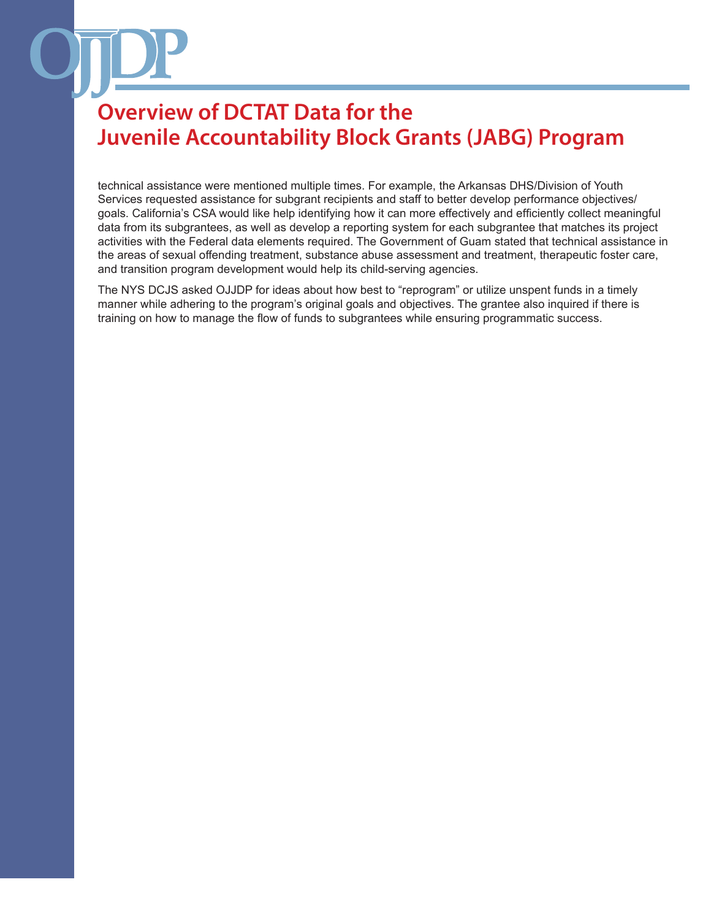technical assistance were mentioned multiple times. For example, the Arkansas DHS/Division of Youth Services requested assistance for subgrant recipients and staff to better develop performance objectives/goals. California's CSA would like help identifying how it can more effectively and efficiently collect meaningful data from its subgrantees, as well as develop a reporting system for each subgrantee that matches its project activities with the Federal data elements required. The Government of Guam stated that technical assistance in the areas of sexual offending treatment, substance abuse assessment and treatment, therapeutic foster care, and transition program development would help its child-serving agencies.

The NYS DCJS asked OJJDP for ideas about how best to "reprogram" or utilize unspent funds in a timely manner while adhering to the program's original goals and objectives. The grantee also inquired if there is training on how to manage the flow of funds to subgrantees while ensuring programmatic success.